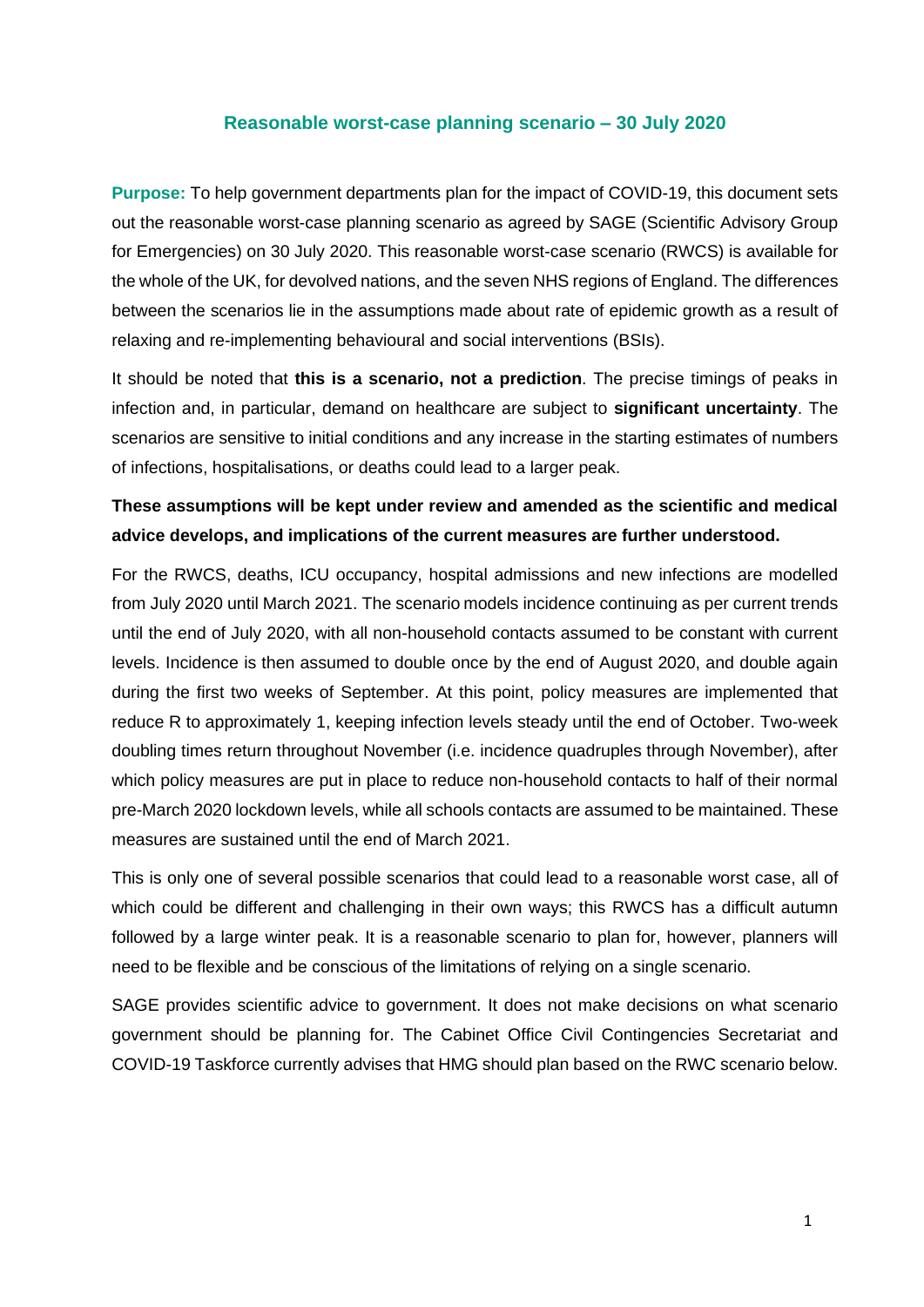# Reasonable worst-case planning scenario – 30 July 2020

**Purpose:** To help government departments plan for the impact of COVID-19, this document sets out the reasonable worst-case planning scenario as agreed by SAGE (Scientific Advisory Group for Emergencies) on 30 July 2020. This reasonable worst-case scenario (RWCS) is available for the whole of the UK, for devolved nations, and the seven NHS regions of England. The differences between the scenarios lie in the assumptions made about rate of epidemic growth as a result of relaxing and re-implementing behavioural and social interventions (BSIs).

It should be noted that **this is a scenario, not a prediction**. The precise timings of peaks in infection and, in particular, demand on healthcare are subject to **significant uncertainty**. The scenarios are sensitive to initial conditions and any increase in the starting estimates of numbers of infections, hospitalisations, or deaths could lead to a larger peak.

**These assumptions will be kept under review and amended as the scientific and medical advice develops, and implications of the current measures are further understood.**

For the RWCS, deaths, ICU occupancy, hospital admissions and new infections are modelled from July 2020 until March 2021. The scenario models incidence continuing as per current trends until the end of July 2020, with all non-household contacts assumed to be constant with current levels. Incidence is then assumed to double once by the end of August 2020, and double again during the first two weeks of September. At this point, policy measures are implemented that reduce R to approximately 1, keeping infection levels steady until the end of October. Two-week doubling times return throughout November (i.e. incidence quadruples through November), after which policy measures are put in place to reduce non-household contacts to half of their normal pre-March 2020 lockdown levels, while all schools contacts are assumed to be maintained. These measures are sustained until the end of March 2021.

This is only one of several possible scenarios that could lead to a reasonable worst case, all of which could be different and challenging in their own ways; this RWCS has a difficult autumn followed by a large winter peak. It is a reasonable scenario to plan for, however, planners will need to be flexible and be conscious of the limitations of relying on a single scenario.

SAGE provides scientific advice to government. It does not make decisions on what scenario government should be planning for. The Cabinet Office Civil Contingencies Secretariat and COVID-19 Taskforce currently advises that HMG should plan based on the RWC scenario below.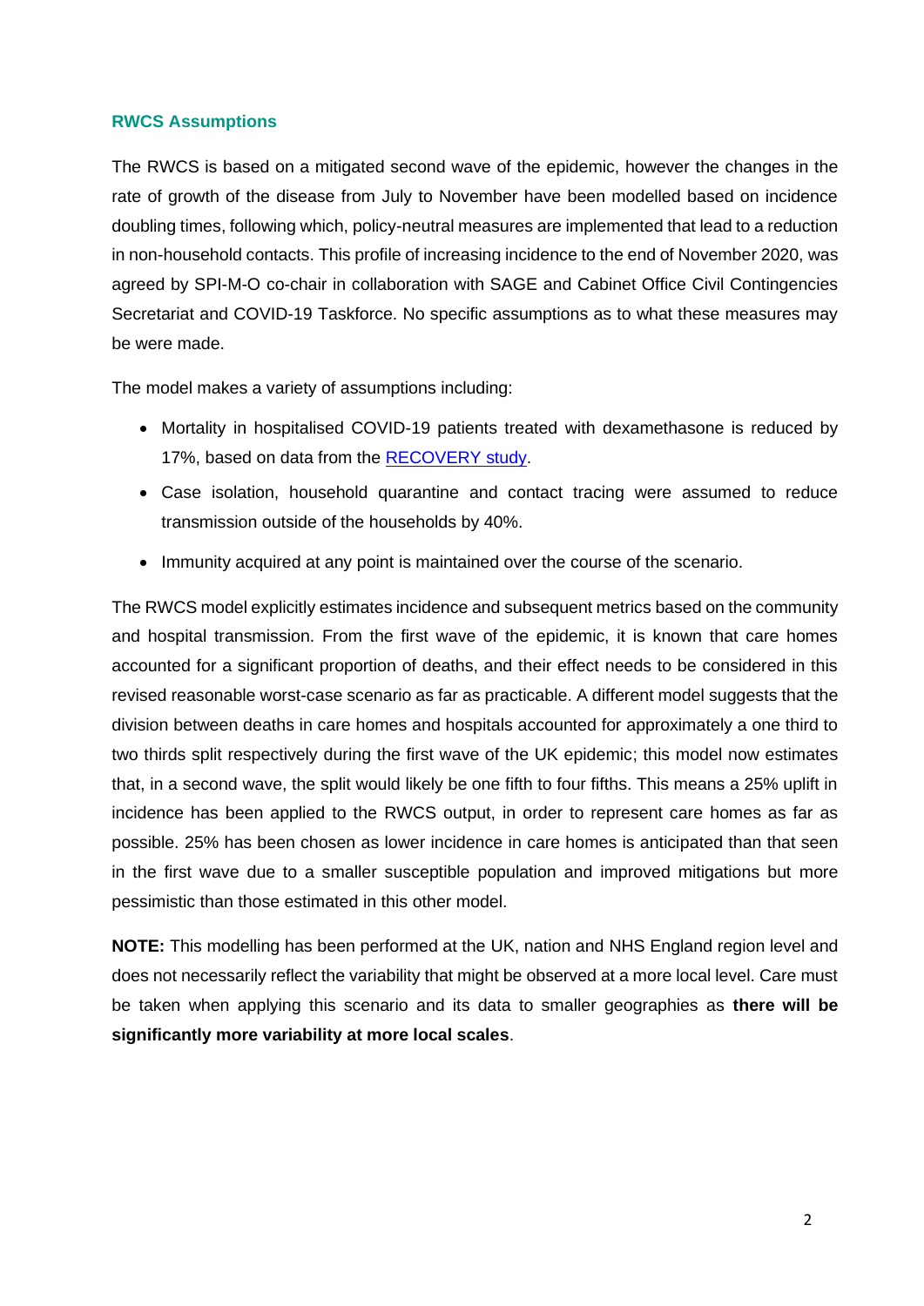## RWCS Assumptions

The RWCS is based on a mitigated second wave of the epidemic, however the changes in the rate of growth of the disease from July to November have been modelled based on incidence doubling times, following which, policy-neutral measures are implemented that lead to a reduction in non-household contacts. This profile of increasing incidence to the end of November 2020, was agreed by SPI-M-O co-chair in collaboration with SAGE and Cabinet Office Civil Contingencies Secretariat and COVID-19 Taskforce. No specific assumptions as to what these measures may be were made.

The model makes a variety of assumptions including:

- Mortality in hospitalised COVID-19 patients treated with dexamethasone is reduced by 17%, based on data from the RECOVERY study.
- Case isolation, household quarantine and contact tracing were assumed to reduce transmission outside of the households by 40%.
- Immunity acquired at any point is maintained over the course of the scenario.

The RWCS model explicitly estimates incidence and subsequent metrics based on the community and hospital transmission. From the first wave of the epidemic, it is known that care homes accounted for a significant proportion of deaths, and their effect needs to be considered in this revised reasonable worst-case scenario as far as practicable. A different model suggests that the division between deaths in care homes and hospitals accounted for approximately a one third to two thirds split respectively during the first wave of the UK epidemic; this model now estimates that, in a second wave, the split would likely be one fifth to four fifths. This means a 25% uplift in incidence has been applied to the RWCS output, in order to represent care homes as far as possible. 25% has been chosen as lower incidence in care homes is anticipated than that seen in the first wave due to a smaller susceptible population and improved mitigations but more pessimistic than those estimated in this other model.

**NOTE:** This modelling has been performed at the UK, nation and NHS England region level and does not necessarily reflect the variability that might be observed at a more local level. Care must be taken when applying this scenario and its data to smaller geographies as **there will be significantly more variability at more local scales**.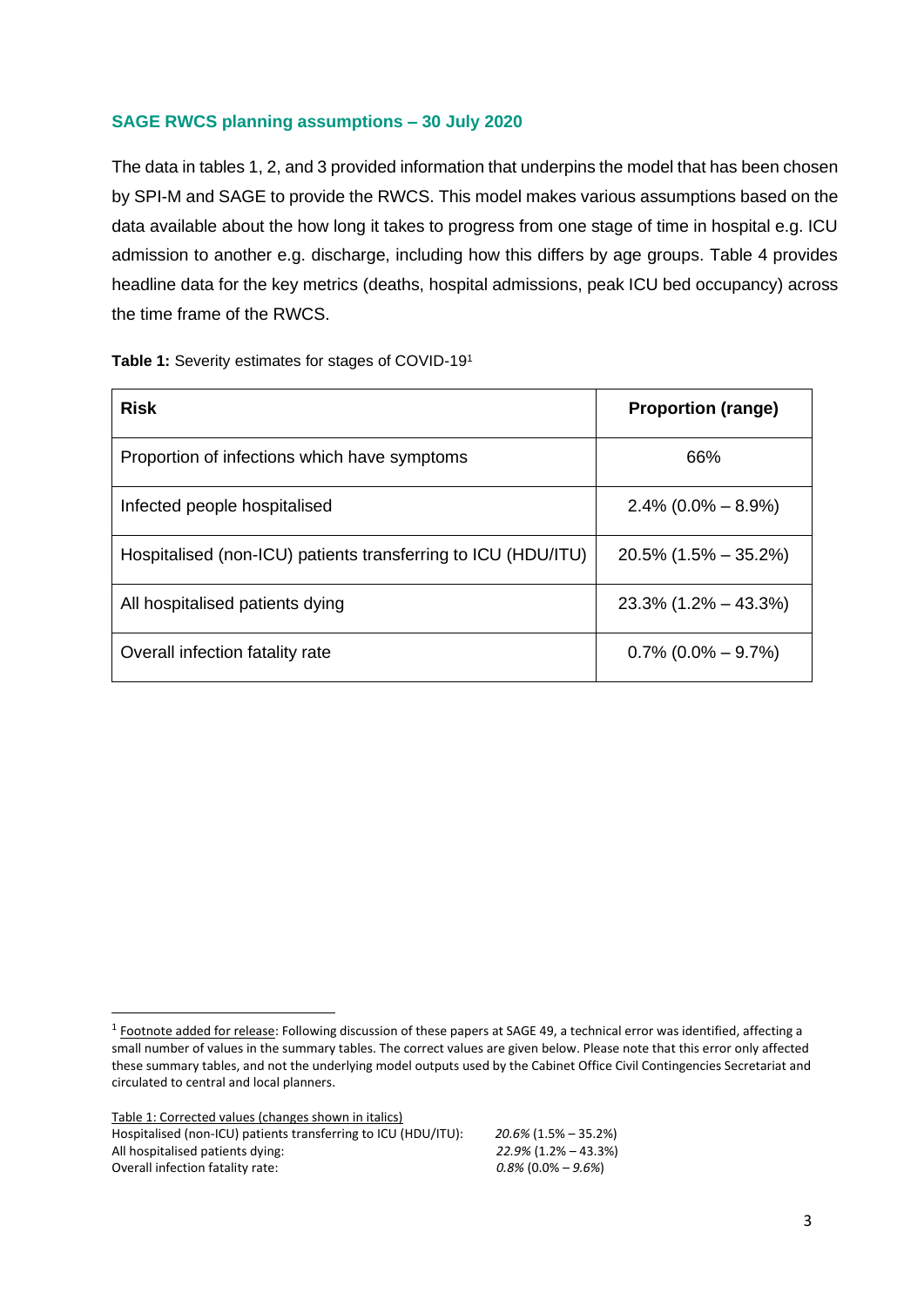### SAGE RWCS planning assumptions – 30 July 2020

The data in tables 1, 2, and 3 provided information that underpins the model that has been chosen by SPI-M and SAGE to provide the RWCS. This model makes various assumptions based on the data available about the how long it takes to progress from one stage of time in hospital e.g. ICU admission to another e.g. discharge, including how this differs by age groups. Table 4 provides headline data for the key metrics (deaths, hospital admissions, peak ICU bed occupancy) across the time frame of the RWCS.

**Table 1:** Severity estimates for stages of COVID-19[1]

| Risk | Proportion (range) |
|---|---|
| Proportion of infections which have symptoms | 66% |
| Infected people hospitalised | 2.4% (0.0% – 8.9%) |
| Hospitalised (non-ICU) patients transferring to ICU (HDU/ITU) | 20.5% (1.5% – 35.2%) |
| All hospitalised patients dying | 23.3% (1.2% – 43.3%) |
| Overall infection fatality rate | 0.7% (0.0% – 9.7%) |

[1] Footnote added for release: Following discussion of these papers at SAGE 49, a technical error was identified, affecting a small number of values in the summary tables. The correct values are given below. Please note that this error only affected these summary tables, and not the underlying model outputs used by the Cabinet Office Civil Contingencies Secretariat and circulated to central and local planners.

Table 1: Corrected values (changes shown in italics)

| | |
|---|---|
| Hospitalised (non-ICU) patients transferring to ICU (HDU/ITU): | *20.6%* (1.5% – 35.2%) |
| All hospitalised patients dying: | *22.9%* (1.2% – 43.3%) |
| Overall infection fatality rate: | *0.8%* (0.0% – *9.6%*) |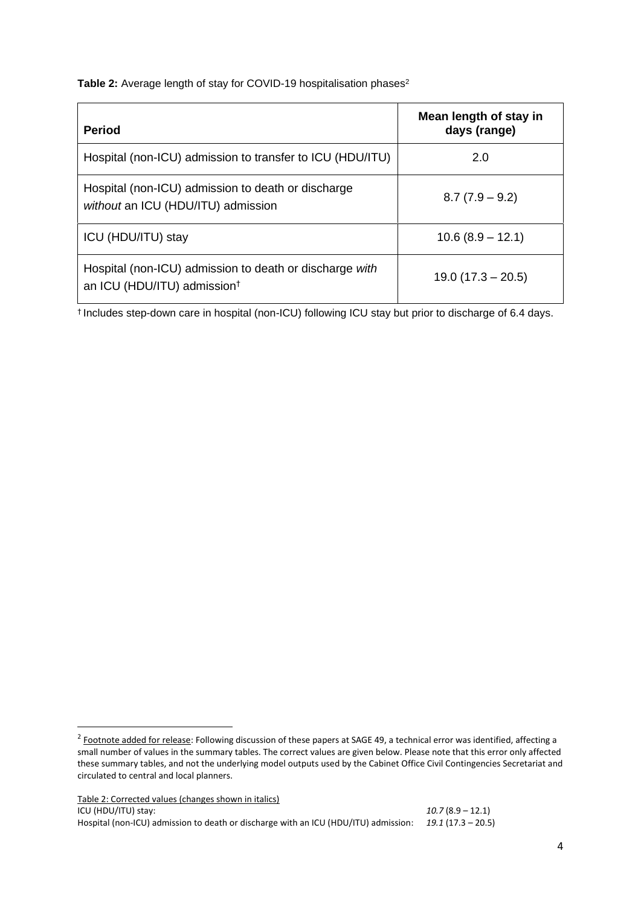**Table 2:** Average length of stay for COVID-19 hospitalisation phases[2]

| Period | Mean length of stay in days (range) |
|---|---|
| Hospital (non-ICU) admission to transfer to ICU (HDU/ITU) | 2.0 |
| Hospital (non-ICU) admission to death or discharge *without* an ICU (HDU/ITU) admission | 8.7 (7.9 – 9.2) |
| ICU (HDU/ITU) stay | 10.6 (8.9 – 12.1) |
| Hospital (non-ICU) admission to death or discharge *with* an ICU (HDU/ITU) admission† | 19.0 (17.3 – 20.5) |

† Includes step-down care in hospital (non-ICU) following ICU stay but prior to discharge of 6.4 days.

---

[2] Footnote added for release: Following discussion of these papers at SAGE 49, a technical error was identified, affecting a small number of values in the summary tables. The correct values are given below. Please note that this error only affected these summary tables, and not the underlying model outputs used by the Cabinet Office Civil Contingencies Secretariat and circulated to central and local planners.

Table 2: Corrected values (changes shown in italics)

| | |
|---|---|
| ICU (HDU/ITU) stay: | *10.7* (8.9 – 12.1) |
| Hospital (non-ICU) admission to death or discharge with an ICU (HDU/ITU) admission: | *19.1* (17.3 – 20.5) |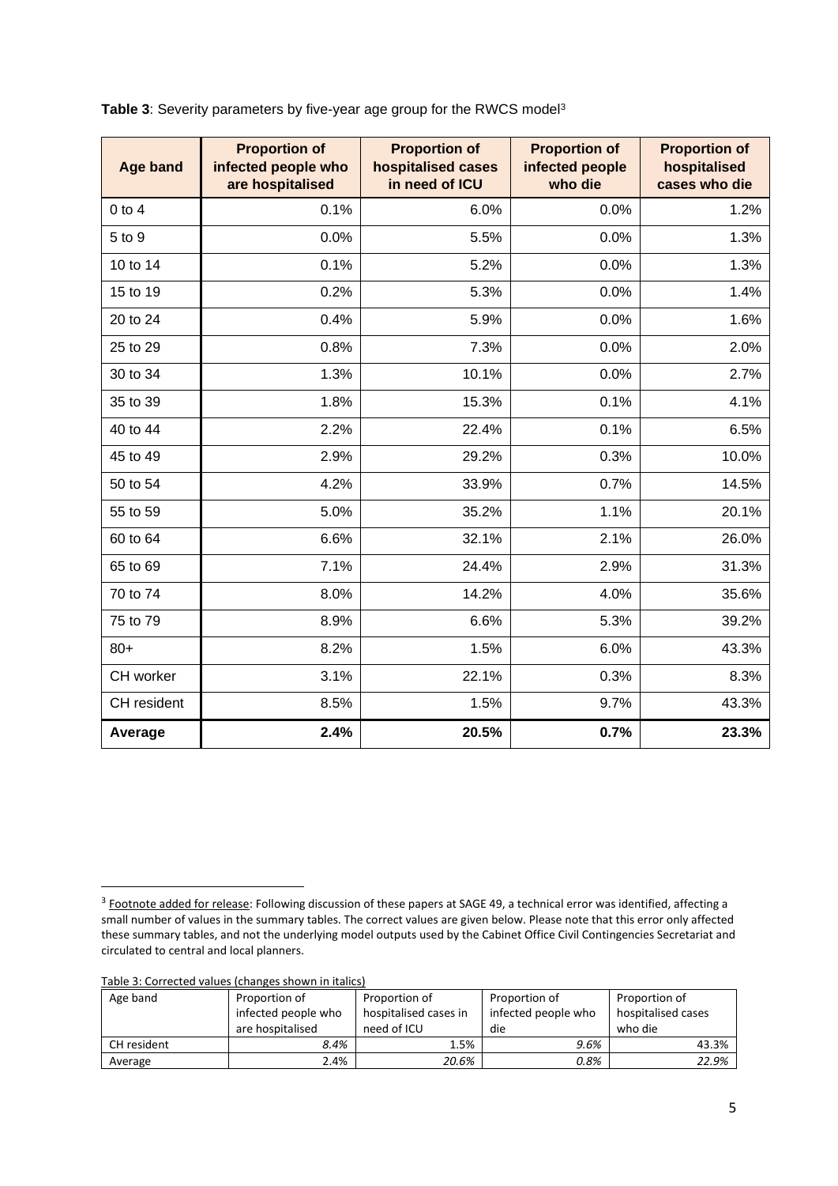**Table 3**: Severity parameters by five-year age group for the RWCS model[3]

| Age band | Proportion of infected people who are hospitalised | Proportion of hospitalised cases in need of ICU | Proportion of infected people who die | Proportion of hospitalised cases who die |
|---|---|---|---|---|
| 0 to 4 | 0.1% | 6.0% | 0.0% | 1.2% |
| 5 to 9 | 0.0% | 5.5% | 0.0% | 1.3% |
| 10 to 14 | 0.1% | 5.2% | 0.0% | 1.3% |
| 15 to 19 | 0.2% | 5.3% | 0.0% | 1.4% |
| 20 to 24 | 0.4% | 5.9% | 0.0% | 1.6% |
| 25 to 29 | 0.8% | 7.3% | 0.0% | 2.0% |
| 30 to 34 | 1.3% | 10.1% | 0.0% | 2.7% |
| 35 to 39 | 1.8% | 15.3% | 0.1% | 4.1% |
| 40 to 44 | 2.2% | 22.4% | 0.1% | 6.5% |
| 45 to 49 | 2.9% | 29.2% | 0.3% | 10.0% |
| 50 to 54 | 4.2% | 33.9% | 0.7% | 14.5% |
| 55 to 59 | 5.0% | 35.2% | 1.1% | 20.1% |
| 60 to 64 | 6.6% | 32.1% | 2.1% | 26.0% |
| 65 to 69 | 7.1% | 24.4% | 2.9% | 31.3% |
| 70 to 74 | 8.0% | 14.2% | 4.0% | 35.6% |
| 75 to 79 | 8.9% | 6.6% | 5.3% | 39.2% |
| 80+ | 8.2% | 1.5% | 6.0% | 43.3% |
| CH worker | 3.1% | 22.1% | 0.3% | 8.3% |
| CH resident | 8.5% | 1.5% | 9.7% | 43.3% |
| **Average** | **2.4%** | **20.5%** | **0.7%** | **23.3%** |

[3] Footnote added for release: Following discussion of these papers at SAGE 49, a technical error was identified, affecting a small number of values in the summary tables. The correct values are given below. Please note that this error only affected these summary tables, and not the underlying model outputs used by the Cabinet Office Civil Contingencies Secretariat and circulated to central and local planners.

Table 3: Corrected values (changes shown in italics)

| Age band | Proportion of infected people who are hospitalised | Proportion of hospitalised cases in need of ICU | Proportion of infected people who die | Proportion of hospitalised cases who die |
|---|---|---|---|---|
| CH resident | *8.4%* | 1.5% | *9.6%* | 43.3% |
| Average | 2.4% | *20.6%* | *0.8%* | *22.9%* |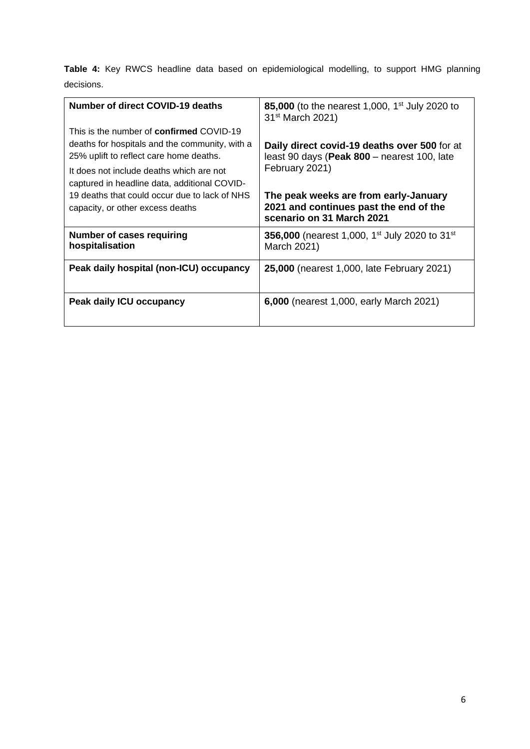**Table 4:** Key RWCS headline data based on epidemiological modelling, to support HMG planning decisions.

| **Number of direct COVID-19 deaths**<br><br>This is the number of **confirmed** COVID-19 deaths for hospitals and the community, with a 25% uplift to reflect care home deaths.<br>It does not include deaths which are not captured in headline data, additional COVID-19 deaths that could occur due to lack of NHS capacity, or other excess deaths | **85,000** (to the nearest 1,000, 1st July 2020 to 31st March 2021)<br><br>**Daily direct covid-19 deaths over 500** for at least 90 days (**Peak 800** – nearest 100, late February 2021)<br><br>**The peak weeks are from early-January 2021 and continues past the end of the scenario on 31 March 2021** |
|---|---|
| **Number of cases requiring hospitalisation** | **356,000** (nearest 1,000, 1st July 2020 to 31st March 2021) |
| **Peak daily hospital (non-ICU) occupancy** | **25,000** (nearest 1,000, late February 2021) |
| **Peak daily ICU occupancy** | **6,000** (nearest 1,000, early March 2021) |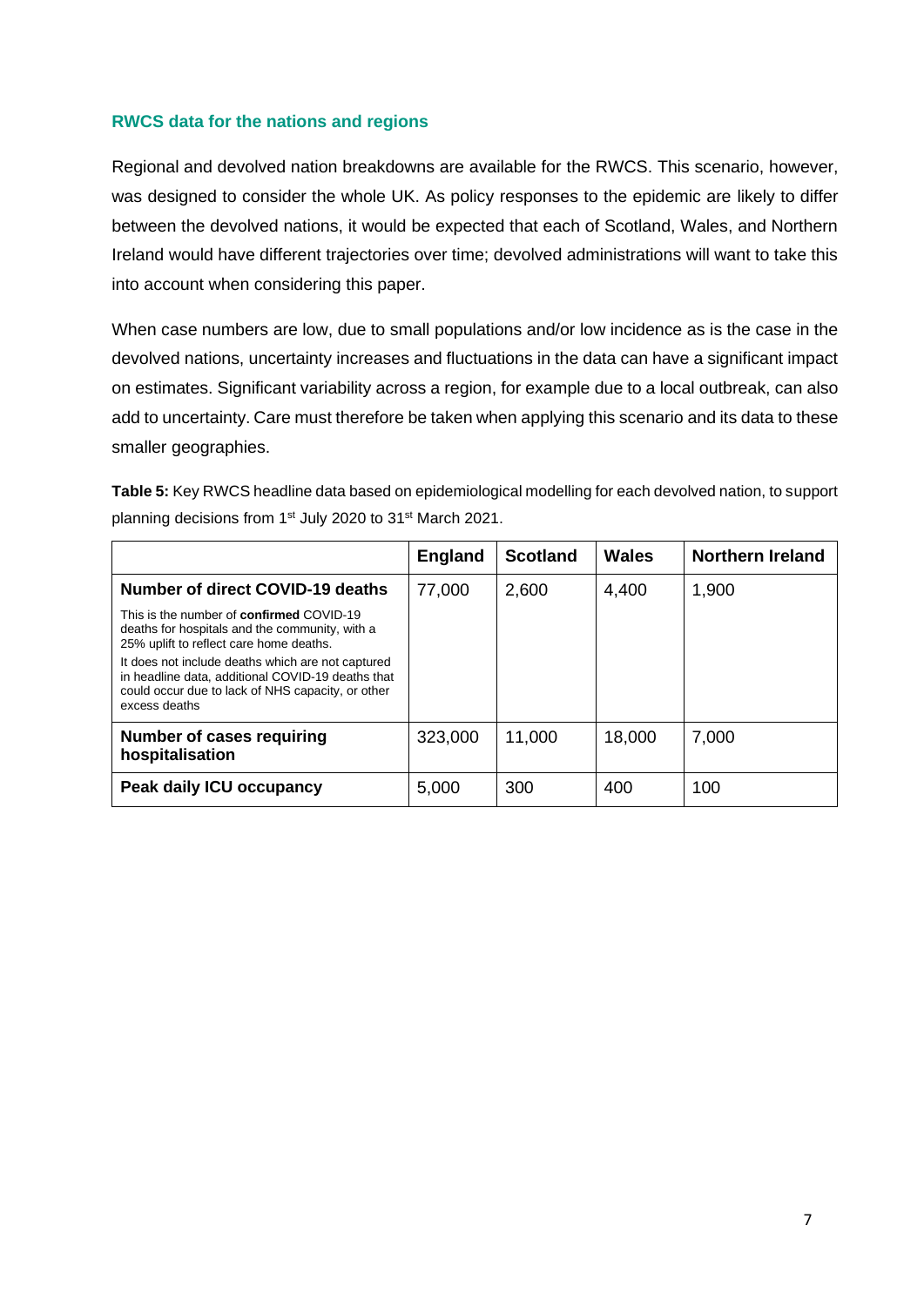### RWCS data for the nations and regions

Regional and devolved nation breakdowns are available for the RWCS. This scenario, however, was designed to consider the whole UK. As policy responses to the epidemic are likely to differ between the devolved nations, it would be expected that each of Scotland, Wales, and Northern Ireland would have different trajectories over time; devolved administrations will want to take this into account when considering this paper.

When case numbers are low, due to small populations and/or low incidence as is the case in the devolved nations, uncertainty increases and fluctuations in the data can have a significant impact on estimates. Significant variability across a region, for example due to a local outbreak, can also add to uncertainty. Care must therefore be taken when applying this scenario and its data to these smaller geographies.

**Table 5:** Key RWCS headline data based on epidemiological modelling for each devolved nation, to support planning decisions from 1st July 2020 to 31st March 2021.

| | England | Scotland | Wales | Northern Ireland |
|---|---|---|---|---|
| **Number of direct COVID-19 deaths**<br>This is the number of **confirmed** COVID-19 deaths for hospitals and the community, with a 25% uplift to reflect care home deaths.<br>It does not include deaths which are not captured in headline data, additional COVID-19 deaths that could occur due to lack of NHS capacity, or other excess deaths | 77,000 | 2,600 | 4,400 | 1,900 |
| **Number of cases requiring hospitalisation** | 323,000 | 11,000 | 18,000 | 7,000 |
| **Peak daily ICU occupancy** | 5,000 | 300 | 400 | 100 |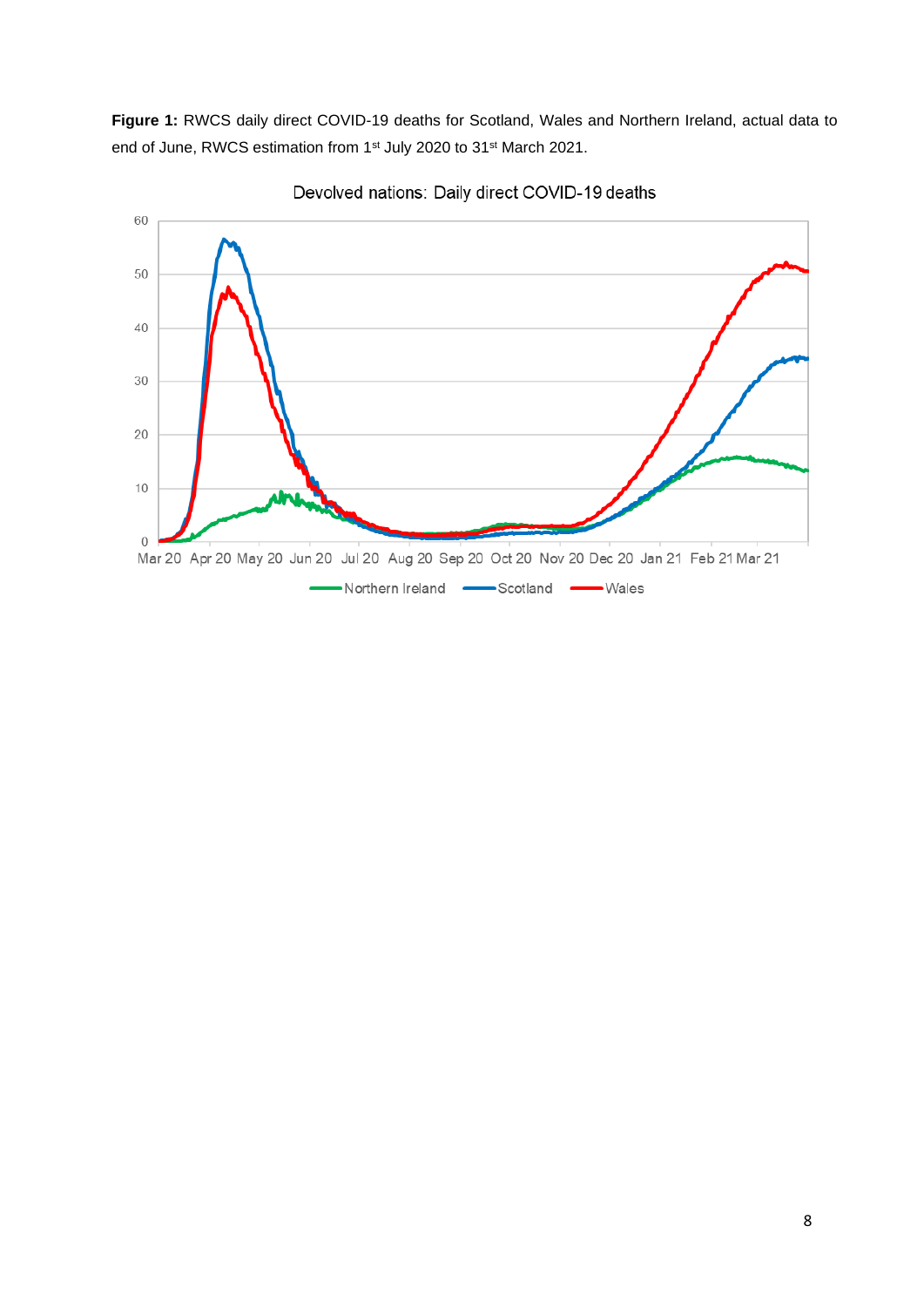**Figure 1:** RWCS daily direct COVID-19 deaths for Scotland, Wales and Northern Ireland, actual data to end of June, RWCS estimation from 1st July 2020 to 31st March 2021.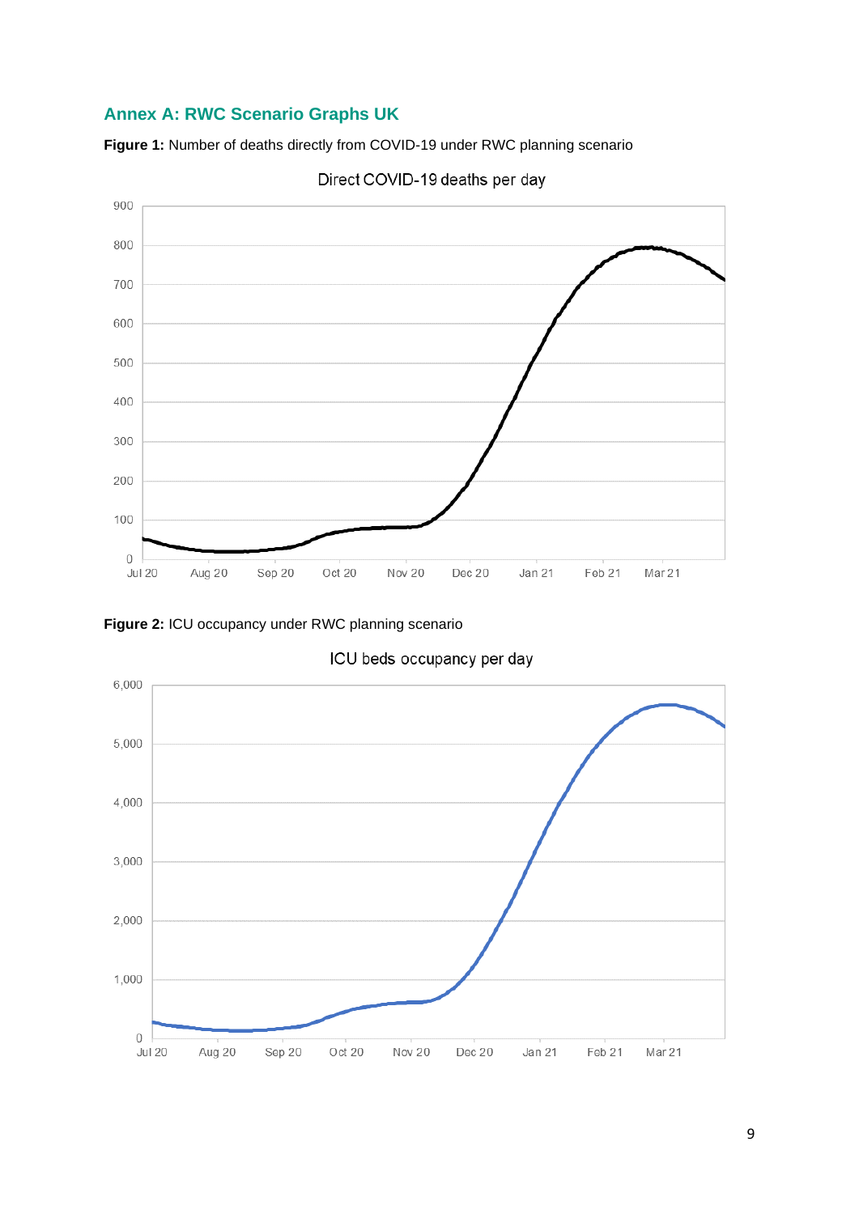## Annex A: RWC Scenario Graphs UK

**Figure 1:** Number of deaths directly from COVID-19 under RWC planning scenario

**Figure 2:** ICU occupancy under RWC planning scenario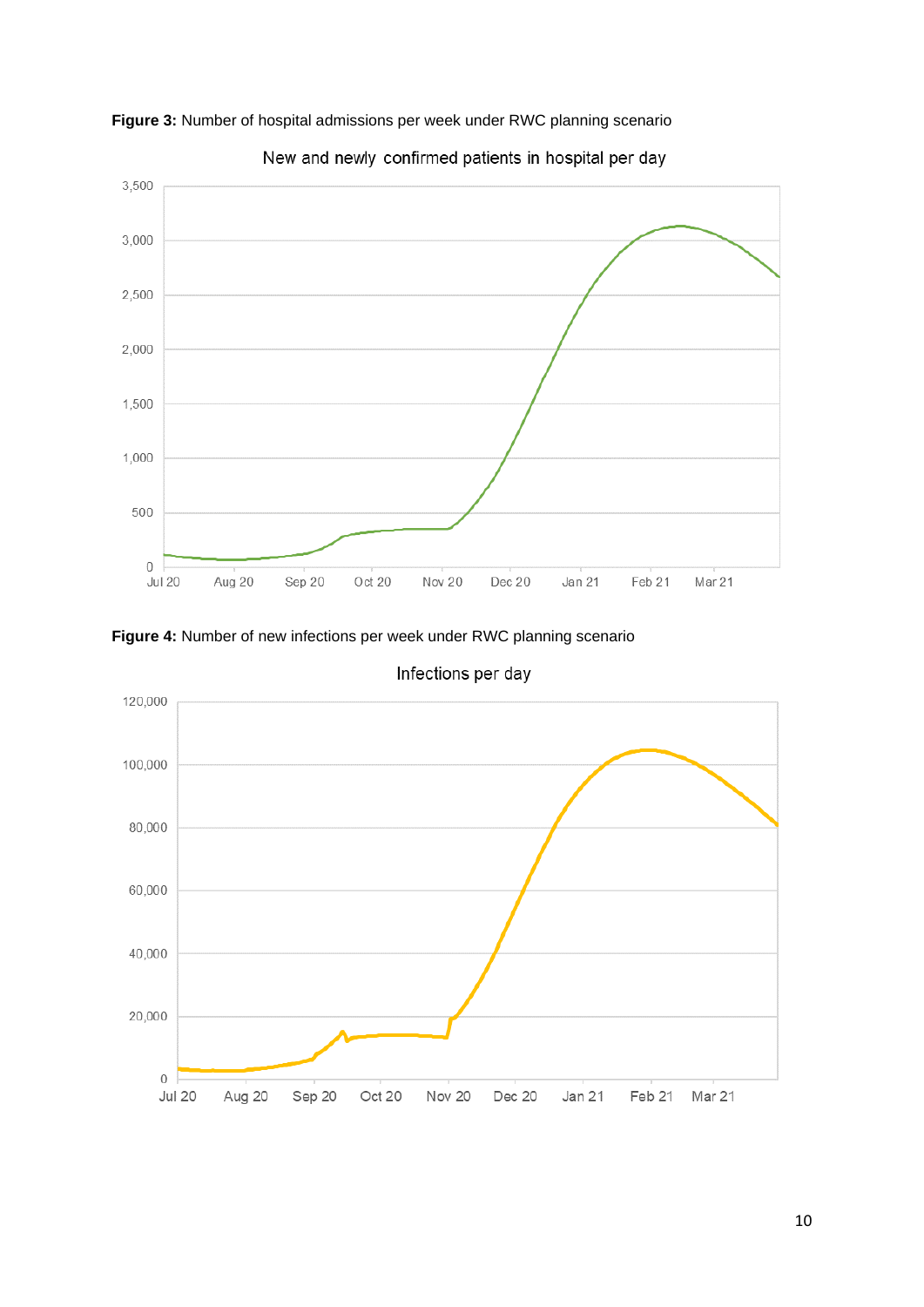**Figure 3:** Number of hospital admissions per week under RWC planning scenario

**Figure 4:** Number of new infections per week under RWC planning scenario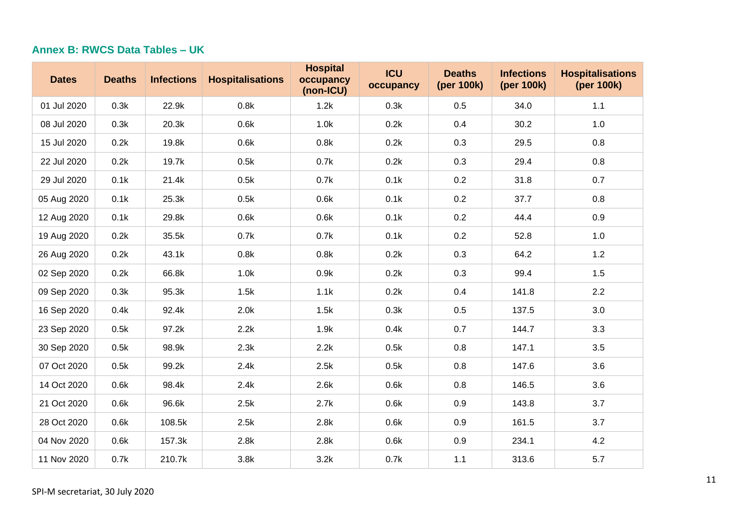### Annex B: RWCS Data Tables – UK

| Dates | Deaths | Infections | Hospitalisations | Hospital occupancy (non-ICU) | ICU occupancy | Deaths (per 100k) | Infections (per 100k) | Hospitalisations (per 100k) |
|---|---|---|---|---|---|---|---|---|
| 01 Jul 2020 | 0.3k | 22.9k | 0.8k | 1.2k | 0.3k | 0.5 | 34.0 | 1.1 |
| 08 Jul 2020 | 0.3k | 20.3k | 0.6k | 1.0k | 0.2k | 0.4 | 30.2 | 1.0 |
| 15 Jul 2020 | 0.2k | 19.8k | 0.6k | 0.8k | 0.2k | 0.3 | 29.5 | 0.8 |
| 22 Jul 2020 | 0.2k | 19.7k | 0.5k | 0.7k | 0.2k | 0.3 | 29.4 | 0.8 |
| 29 Jul 2020 | 0.1k | 21.4k | 0.5k | 0.7k | 0.1k | 0.2 | 31.8 | 0.7 |
| 05 Aug 2020 | 0.1k | 25.3k | 0.5k | 0.6k | 0.1k | 0.2 | 37.7 | 0.8 |
| 12 Aug 2020 | 0.1k | 29.8k | 0.6k | 0.6k | 0.1k | 0.2 | 44.4 | 0.9 |
| 19 Aug 2020 | 0.2k | 35.5k | 0.7k | 0.7k | 0.1k | 0.2 | 52.8 | 1.0 |
| 26 Aug 2020 | 0.2k | 43.1k | 0.8k | 0.8k | 0.2k | 0.3 | 64.2 | 1.2 |
| 02 Sep 2020 | 0.2k | 66.8k | 1.0k | 0.9k | 0.2k | 0.3 | 99.4 | 1.5 |
| 09 Sep 2020 | 0.3k | 95.3k | 1.5k | 1.1k | 0.2k | 0.4 | 141.8 | 2.2 |
| 16 Sep 2020 | 0.4k | 92.4k | 2.0k | 1.5k | 0.3k | 0.5 | 137.5 | 3.0 |
| 23 Sep 2020 | 0.5k | 97.2k | 2.2k | 1.9k | 0.4k | 0.7 | 144.7 | 3.3 |
| 30 Sep 2020 | 0.5k | 98.9k | 2.3k | 2.2k | 0.5k | 0.8 | 147.1 | 3.5 |
| 07 Oct 2020 | 0.5k | 99.2k | 2.4k | 2.5k | 0.5k | 0.8 | 147.6 | 3.6 |
| 14 Oct 2020 | 0.6k | 98.4k | 2.4k | 2.6k | 0.6k | 0.8 | 146.5 | 3.6 |
| 21 Oct 2020 | 0.6k | 96.6k | 2.5k | 2.7k | 0.6k | 0.9 | 143.8 | 3.7 |
| 28 Oct 2020 | 0.6k | 108.5k | 2.5k | 2.8k | 0.6k | 0.9 | 161.5 | 3.7 |
| 04 Nov 2020 | 0.6k | 157.3k | 2.8k | 2.8k | 0.6k | 0.9 | 234.1 | 4.2 |
| 11 Nov 2020 | 0.7k | 210.7k | 3.8k | 3.2k | 0.7k | 1.1 | 313.6 | 5.7 |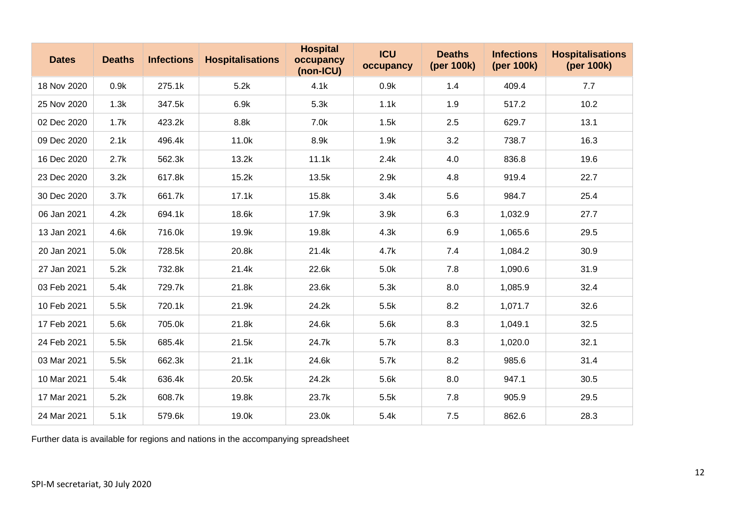| Dates | Deaths | Infections | Hospitalisations | Hospital occupancy (non-ICU) | ICU occupancy | Deaths (per 100k) | Infections (per 100k) | Hospitalisations (per 100k) |
|---|---|---|---|---|---|---|---|---|
| 18 Nov 2020 | 0.9k | 275.1k | 5.2k | 4.1k | 0.9k | 1.4 | 409.4 | 7.7 |
| 25 Nov 2020 | 1.3k | 347.5k | 6.9k | 5.3k | 1.1k | 1.9 | 517.2 | 10.2 |
| 02 Dec 2020 | 1.7k | 423.2k | 8.8k | 7.0k | 1.5k | 2.5 | 629.7 | 13.1 |
| 09 Dec 2020 | 2.1k | 496.4k | 11.0k | 8.9k | 1.9k | 3.2 | 738.7 | 16.3 |
| 16 Dec 2020 | 2.7k | 562.3k | 13.2k | 11.1k | 2.4k | 4.0 | 836.8 | 19.6 |
| 23 Dec 2020 | 3.2k | 617.8k | 15.2k | 13.5k | 2.9k | 4.8 | 919.4 | 22.7 |
| 30 Dec 2020 | 3.7k | 661.7k | 17.1k | 15.8k | 3.4k | 5.6 | 984.7 | 25.4 |
| 06 Jan 2021 | 4.2k | 694.1k | 18.6k | 17.9k | 3.9k | 6.3 | 1,032.9 | 27.7 |
| 13 Jan 2021 | 4.6k | 716.0k | 19.9k | 19.8k | 4.3k | 6.9 | 1,065.6 | 29.5 |
| 20 Jan 2021 | 5.0k | 728.5k | 20.8k | 21.4k | 4.7k | 7.4 | 1,084.2 | 30.9 |
| 27 Jan 2021 | 5.2k | 732.8k | 21.4k | 22.6k | 5.0k | 7.8 | 1,090.6 | 31.9 |
| 03 Feb 2021 | 5.4k | 729.7k | 21.8k | 23.6k | 5.3k | 8.0 | 1,085.9 | 32.4 |
| 10 Feb 2021 | 5.5k | 720.1k | 21.9k | 24.2k | 5.5k | 8.2 | 1,071.7 | 32.6 |
| 17 Feb 2021 | 5.6k | 705.0k | 21.8k | 24.6k | 5.6k | 8.3 | 1,049.1 | 32.5 |
| 24 Feb 2021 | 5.5k | 685.4k | 21.5k | 24.7k | 5.7k | 8.3 | 1,020.0 | 32.1 |
| 03 Mar 2021 | 5.5k | 662.3k | 21.1k | 24.6k | 5.7k | 8.2 | 985.6 | 31.4 |
| 10 Mar 2021 | 5.4k | 636.4k | 20.5k | 24.2k | 5.6k | 8.0 | 947.1 | 30.5 |
| 17 Mar 2021 | 5.2k | 608.7k | 19.8k | 23.7k | 5.5k | 7.8 | 905.9 | 29.5 |
| 24 Mar 2021 | 5.1k | 579.6k | 19.0k | 23.0k | 5.4k | 7.5 | 862.6 | 28.3 |

Further data is available for regions and nations in the accompanying spreadsheet